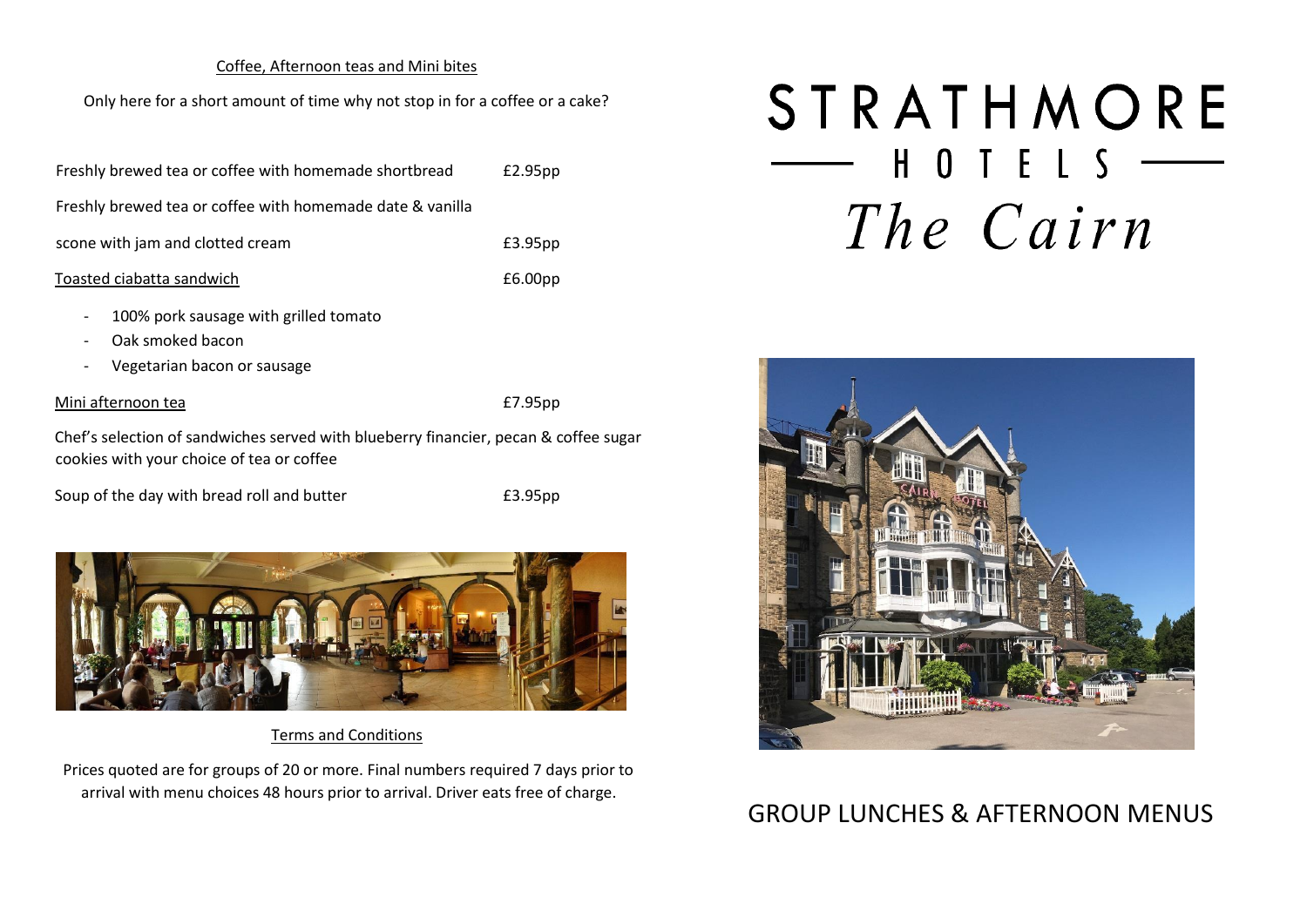## Coffee, Afternoon teas and Mini bites

Only here for a short amount of time why not stop in for a coffee or a cake?

Freshly brewed tea or coffee with homemade shortbread £2.95pp

Freshly brewed tea or coffee with homemade date & vanilla scone with jam and clotted cream £3.95pp

Toasted ciabatta sandwich £6.00pp

- 100% pork sausage with grilled tomato
- Oak smoked bacon
- Vegetarian bacon or sausage

Mini afternoon tea £7.95pp

Chef's selection of sandwiches served with blueberry financier, pecan & coffee sugar cookies with your choice of tea or coffee

Soup of the day with bread roll and butter £3.95pp

## Terms and Conditions

Prices quoted are for groups of 20 or more. Final numbers required 7 days prior to arrival with menu choices 48 hours prior to arrival. Driver eats free of charge.

# STRATHMORE HOTELS

# *The Cairn*

## GROUP LUNCHES & AFTERNOON MENUS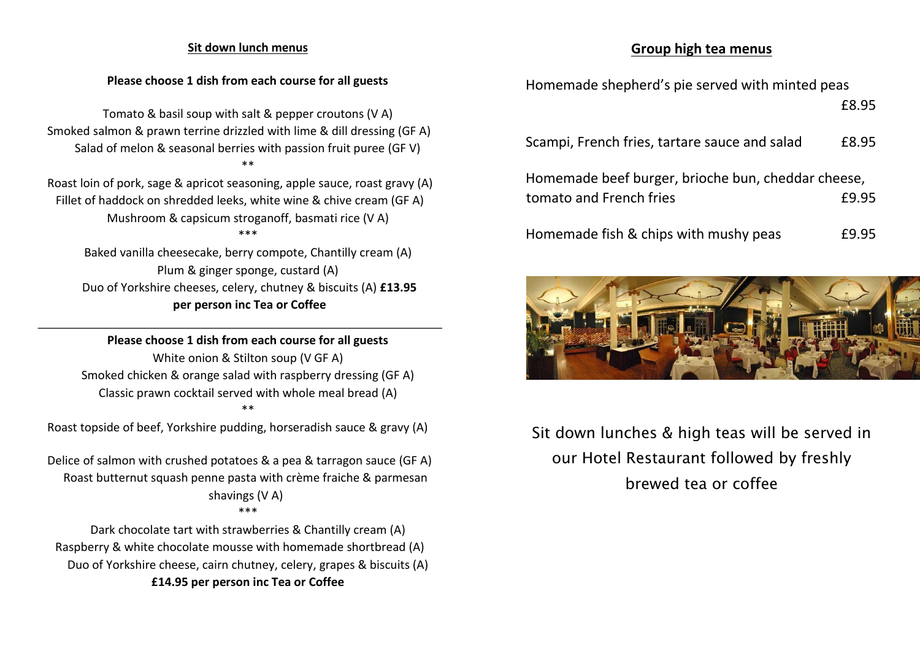## Sit down lunch menus

**Please choose 1 dish from each course for all guests**

Tomato & basil soup with salt & pepper croutons (V A)
Smoked salmon & prawn terrine drizzled with lime & dill dressing (GF A)
Salad of melon & seasonal berries with passion fruit puree (GF V)

**

Roast loin of pork, sage & apricot seasoning, apple sauce, roast gravy (A)
Fillet of haddock on shredded leeks, white wine & chive cream (GF A)
Mushroom & capsicum stroganoff, basmati rice (V A)

***

Baked vanilla cheesecake, berry compote, Chantilly cream (A)
Plum & ginger sponge, custard (A)
Duo of Yorkshire cheeses, celery, chutney & biscuits (A) **£13.95 per person inc Tea or Coffee**

---

**Please choose 1 dish from each course for all guests**

White onion & Stilton soup (V GF A)
Smoked chicken & orange salad with raspberry dressing (GF A)
Classic prawn cocktail served with whole meal bread (A)

**

Roast topside of beef, Yorkshire pudding, horseradish sauce & gravy (A)

Delice of salmon with crushed potatoes & a pea & tarragon sauce (GF A)
Roast butternut squash penne pasta with crème fraiche & parmesan shavings (V A)

***

Dark chocolate tart with strawberries & Chantilly cream (A)
Raspberry & white chocolate mousse with homemade shortbread (A)
Duo of Yorkshire cheese, cairn chutney, celery, grapes & biscuits (A)
**£14.95 per person inc Tea or Coffee**

## Group high tea menus

| | |
|---|---|
| Homemade shepherd's pie served with minted peas | £8.95 |
| Scampi, French fries, tartare sauce and salad | £8.95 |
| Homemade beef burger, brioche bun, cheddar cheese, tomato and French fries | £9.95 |
| Homemade fish & chips with mushy peas | £9.95 |

Sit down lunches & high teas will be served in our Hotel Restaurant followed by freshly brewed tea or coffee